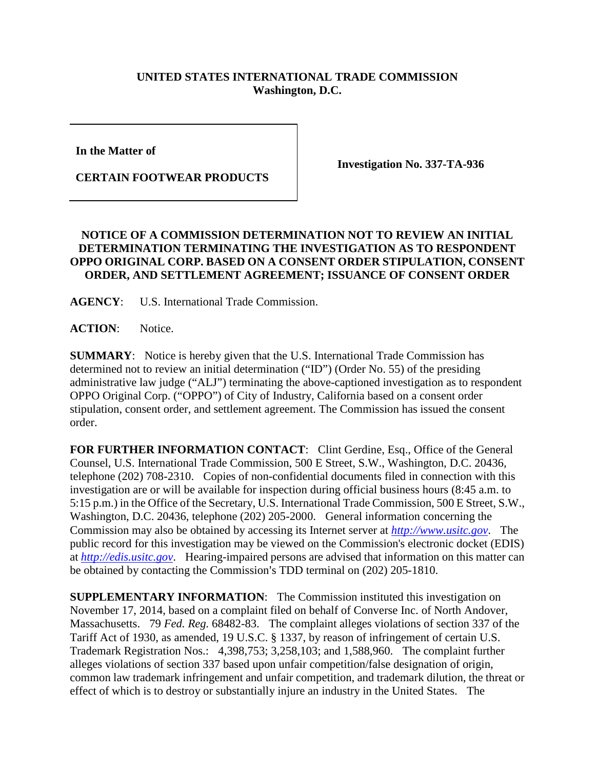**UNITED STATES INTERNATIONAL TRADE COMMISSION**
**Washington, D.C.**

| | |
|---|---|
| **In the Matter of** <br><br> **CERTAIN FOOTWEAR PRODUCTS** | **Investigation No. 337-TA-936** |

**NOTICE OF A COMMISSION DETERMINATION NOT TO REVIEW AN INITIAL DETERMINATION TERMINATING THE INVESTIGATION AS TO RESPONDENT OPPO ORIGINAL CORP. BASED ON A CONSENT ORDER STIPULATION, CONSENT ORDER, AND SETTLEMENT AGREEMENT; ISSUANCE OF CONSENT ORDER**

**AGENCY**: U.S. International Trade Commission.

**ACTION**: Notice.

**SUMMARY**: Notice is hereby given that the U.S. International Trade Commission has determined not to review an initial determination ("ID") (Order No. 55) of the presiding administrative law judge ("ALJ") terminating the above-captioned investigation as to respondent OPPO Original Corp. ("OPPO") of City of Industry, California based on a consent order stipulation, consent order, and settlement agreement. The Commission has issued the consent order.

**FOR FURTHER INFORMATION CONTACT**: Clint Gerdine, Esq., Office of the General Counsel, U.S. International Trade Commission, 500 E Street, S.W., Washington, D.C. 20436, telephone (202) 708-2310. Copies of non-confidential documents filed in connection with this investigation are or will be available for inspection during official business hours (8:45 a.m. to 5:15 p.m.) in the Office of the Secretary, U.S. International Trade Commission, 500 E Street, S.W., Washington, D.C. 20436, telephone (202) 205-2000. General information concerning the Commission may also be obtained by accessing its Internet server at *http://www.usitc.gov*. The public record for this investigation may be viewed on the Commission's electronic docket (EDIS) at *http://edis.usitc.gov*. Hearing-impaired persons are advised that information on this matter can be obtained by contacting the Commission's TDD terminal on (202) 205-1810.

**SUPPLEMENTARY INFORMATION**: The Commission instituted this investigation on November 17, 2014, based on a complaint filed on behalf of Converse Inc. of North Andover, Massachusetts. 79 *Fed. Reg.* 68482-83. The complaint alleges violations of section 337 of the Tariff Act of 1930, as amended, 19 U.S.C. § 1337, by reason of infringement of certain U.S. Trademark Registration Nos.: 4,398,753; 3,258,103; and 1,588,960. The complaint further alleges violations of section 337 based upon unfair competition/false designation of origin, common law trademark infringement and unfair competition, and trademark dilution, the threat or effect of which is to destroy or substantially injure an industry in the United States. The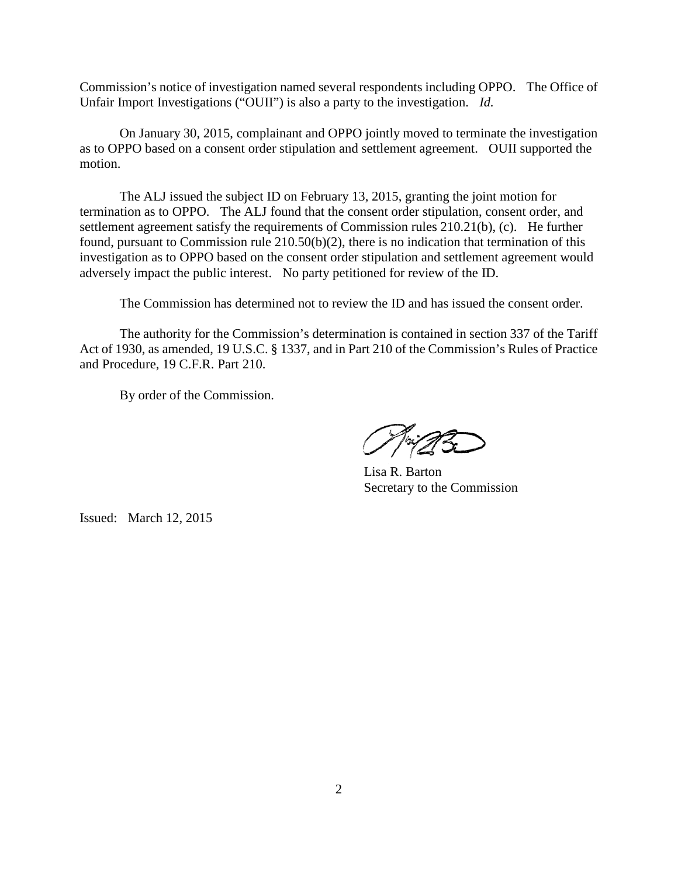Commission's notice of investigation named several respondents including OPPO. The Office of Unfair Import Investigations ("OUII") is also a party to the investigation. *Id.*

On January 30, 2015, complainant and OPPO jointly moved to terminate the investigation as to OPPO based on a consent order stipulation and settlement agreement. OUII supported the motion.

The ALJ issued the subject ID on February 13, 2015, granting the joint motion for termination as to OPPO. The ALJ found that the consent order stipulation, consent order, and settlement agreement satisfy the requirements of Commission rules 210.21(b), (c). He further found, pursuant to Commission rule 210.50(b)(2), there is no indication that termination of this investigation as to OPPO based on the consent order stipulation and settlement agreement would adversely impact the public interest. No party petitioned for review of the ID.

The Commission has determined not to review the ID and has issued the consent order.

The authority for the Commission's determination is contained in section 337 of the Tariff Act of 1930, as amended, 19 U.S.C. § 1337, and in Part 210 of the Commission's Rules of Practice and Procedure, 19 C.F.R. Part 210.

By order of the Commission.

Lisa R. Barton
Secretary to the Commission

Issued: March 12, 2015